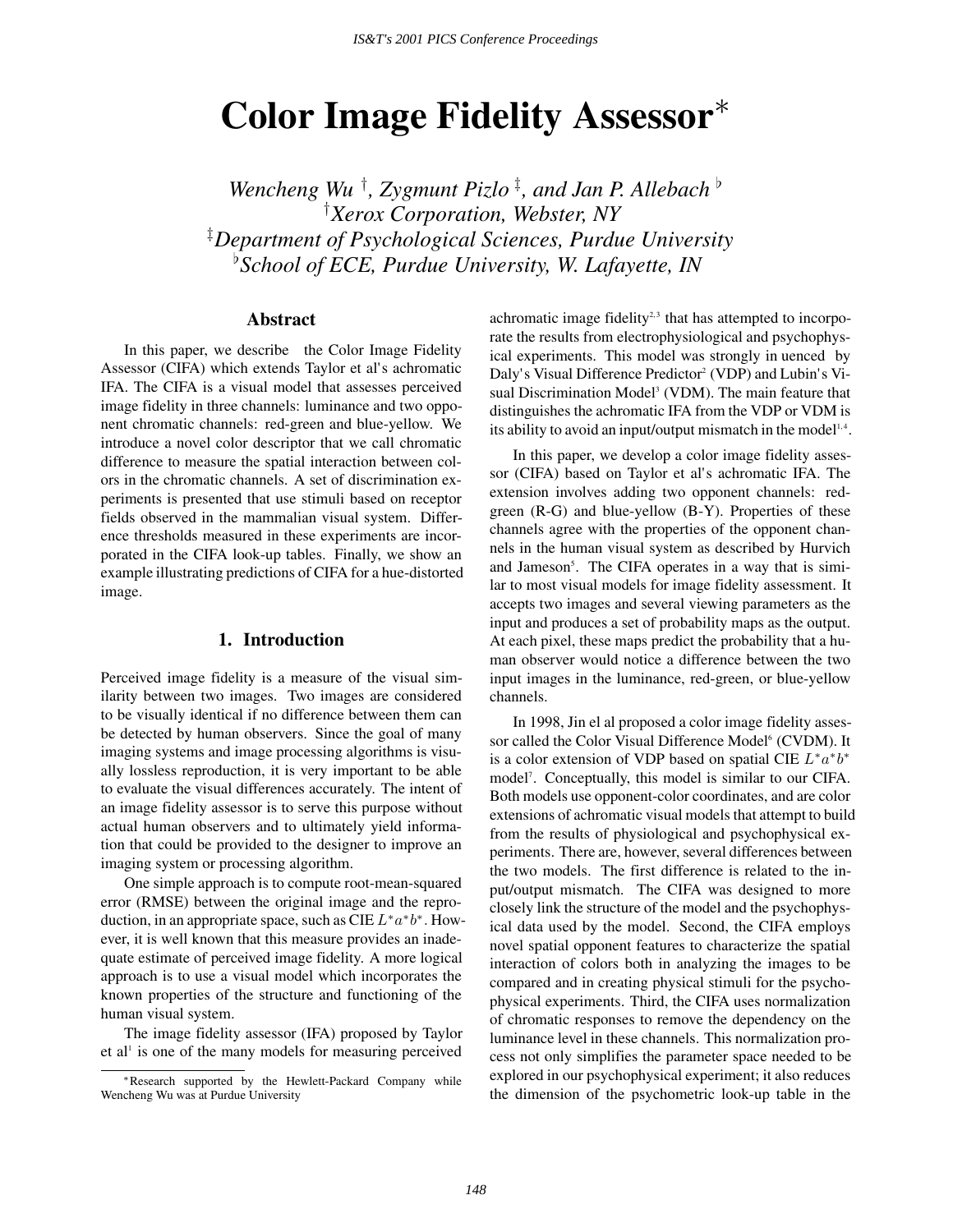# Color Image Fidelity Assessor*

*Wencheng Wu †, Zygmunt Pizlo ‡, and Jan P. Allebach ♭*
*†Xerox Corporation, Webster, NY*
*‡Department of Psychological Sciences, Purdue University*
*♭School of ECE, Purdue University, W. Lafayette, IN*

## Abstract

In this paper, we describe the Color Image Fidelity Assessor (CIFA) which extends Taylor et al's achromatic IFA. The CIFA is a visual model that assesses perceived image fidelity in three channels: luminance and two opponent chromatic channels: red-green and blue-yellow. We introduce a novel color descriptor that we call chromatic difference to measure the spatial interaction between colors in the chromatic channels. A set of discrimination experiments is presented that use stimuli based on receptor fields observed in the mammalian visual system. Difference thresholds measured in these experiments are incorporated in the CIFA look-up tables. Finally, we show an example illustrating predictions of CIFA for a hue-distorted image.

## 1. Introduction

Perceived image fidelity is a measure of the visual similarity between two images. Two images are considered to be visually identical if no difference between them can be detected by human observers. Since the goal of many imaging systems and image processing algorithms is visually lossless reproduction, it is very important to be able to evaluate the visual differences accurately. The intent of an image fidelity assessor is to serve this purpose without actual human observers and to ultimately yield information that could be provided to the designer to improve an imaging system or processing algorithm.

One simple approach is to compute root-mean-squared error (RMSE) between the original image and the reproduction, in an appropriate space, such as CIE $L^*a^*b^*$. However, it is well known that this measure provides an inadequate estimate of perceived image fidelity. A more logical approach is to use a visual model which incorporates the known properties of the structure and functioning of the human visual system.

The image fidelity assessor (IFA) proposed by Taylor et al[1] is one of the many models for measuring perceived achromatic image fidelity[2,3] that has attempted to incorporate the results from electrophysiological and psychophysical experiments. This model was strongly in uenced by Daly's Visual Difference Predictor[2] (VDP) and Lubin's Visual Discrimination Model[3] (VDM). The main feature that distinguishes the achromatic IFA from the VDP or VDM is its ability to avoid an input/output mismatch in the model[1,4].

In this paper, we develop a color image fidelity assessor (CIFA) based on Taylor et al's achromatic IFA. The extension involves adding two opponent channels: red-green (R-G) and blue-yellow (B-Y). Properties of these channels agree with the properties of the opponent channels in the human visual system as described by Hurvich and Jameson[5]. The CIFA operates in a way that is similar to most visual models for image fidelity assessment. It accepts two images and several viewing parameters as the input and produces a set of probability maps as the output. At each pixel, these maps predict the probability that a human observer would notice a difference between the two input images in the luminance, red-green, or blue-yellow channels.

In 1998, Jin el al proposed a color image fidelity assessor called the Color Visual Difference Model[6] (CVDM). It is a color extension of VDP based on spatial CIE $L^*a^*b^*$ model[7]. Conceptually, this model is similar to our CIFA. Both models use opponent-color coordinates, and are color extensions of achromatic visual models that attempt to build from the results of physiological and psychophysical experiments. There are, however, several differences between the two models. The first difference is related to the input/output mismatch. The CIFA was designed to more closely link the structure of the model and the psychophysical data used by the model. Second, the CIFA employs novel spatial opponent features to characterize the spatial interaction of colors both in analyzing the images to be compared and in creating physical stimuli for the psychophysical experiments. Third, the CIFA uses normalization of chromatic responses to remove the dependency on the luminance level in these channels. This normalization process not only simplifies the parameter space needed to be explored in our psychophysical experiment; it also reduces the dimension of the psychometric look-up table in the

*Research supported by the Hewlett-Packard Company while Wencheng Wu was at Purdue University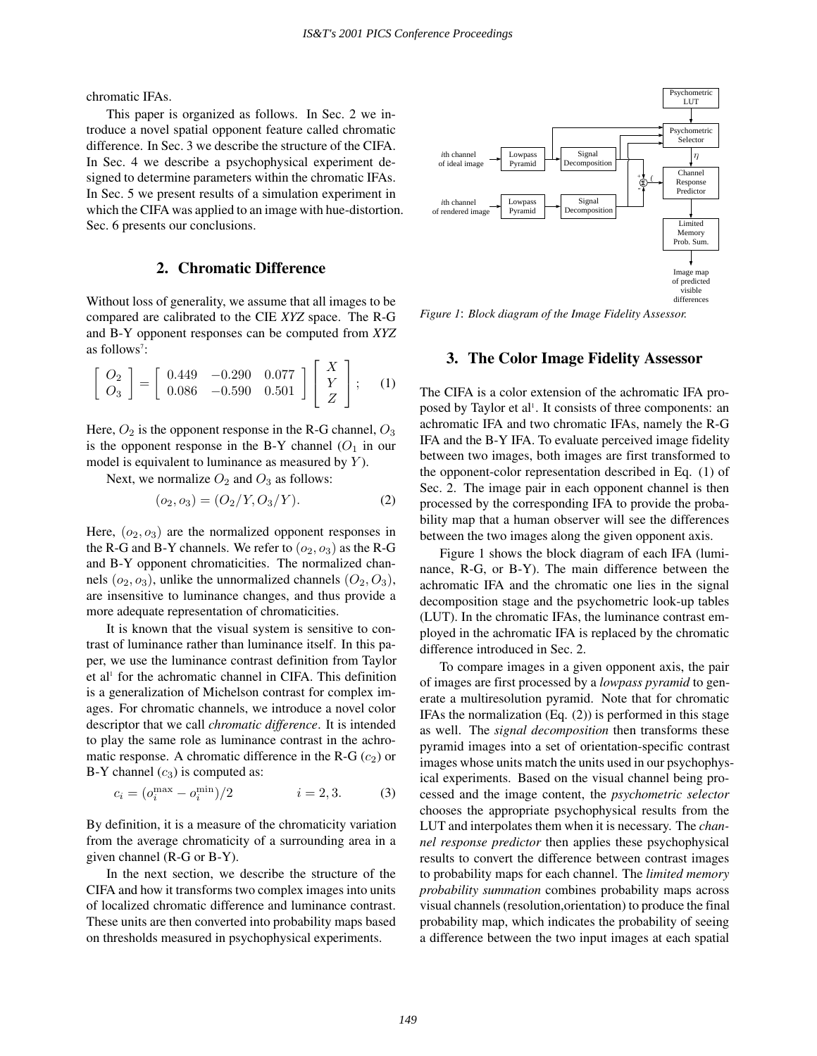chromatic IFAs.

This paper is organized as follows. In Sec. 2 we introduce a novel spatial opponent feature called chromatic difference. In Sec. 3 we describe the structure of the CIFA. In Sec. 4 we describe a psychophysical experiment designed to determine parameters within the chromatic IFAs. In Sec. 5 we present results of a simulation experiment in which the CIFA was applied to an image with hue-distortion. Sec. 6 presents our conclusions.

## 2. Chromatic Difference

Without loss of generality, we assume that all images to be compared are calibrated to the CIE *XYZ* space. The R-G and B-Y opponent responses can be computed from *XYZ* as follows[7]:

$$\begin{bmatrix} O_2 \\ O_3 \end{bmatrix} = \begin{bmatrix} 0.449 & -0.290 & 0.077 \\ 0.086 & -0.590 & 0.501 \end{bmatrix} \begin{bmatrix} X \\ Y \\ Z \end{bmatrix}; \qquad (1)$$

Here, $O_2$ is the opponent response in the R-G channel, $O_3$ is the opponent response in the B-Y channel ($O_1$ in our model is equivalent to luminance as measured by $Y$).

Next, we normalize $O_2$ and $O_3$ as follows:

$$(o_2, o_3) = (O_2/Y, O_3/Y). \qquad (2)$$

Here, $(o_2, o_3)$ are the normalized opponent responses in the R-G and B-Y channels. We refer to $(o_2, o_3)$ as the R-G and B-Y opponent chromaticities. The normalized channels $(o_2, o_3)$, unlike the unnormalized channels $(O_2, O_3)$, are insensitive to luminance changes, and thus provide a more adequate representation of chromaticities.

It is known that the visual system is sensitive to contrast of luminance rather than luminance itself. In this paper, we use the luminance contrast definition from Taylor et al[1] for the achromatic channel in CIFA. This definition is a generalization of Michelson contrast for complex images. For chromatic channels, we introduce a novel color descriptor that we call *chromatic difference*. It is intended to play the same role as luminance contrast in the achromatic response. A chromatic difference in the R-G ($c_2$) or B-Y channel ($c_3$) is computed as:

$$c_i = (o_i^{\max} - o_i^{\min})/2 \qquad i = 2, 3. \qquad (3)$$

By definition, it is a measure of the chromaticity variation from the average chromaticity of a surrounding area in a given channel (R-G or B-Y).

In the next section, we describe the structure of the CIFA and how it transforms two complex images into units of localized chromatic difference and luminance contrast. These units are then converted into probability maps based on thresholds measured in psychophysical experiments.

*Figure 1*: *Block diagram of the Image Fidelity Assessor.*

## 3. The Color Image Fidelity Assessor

The CIFA is a color extension of the achromatic IFA proposed by Taylor et al[1]. It consists of three components: an achromatic IFA and two chromatic IFAs, namely the R-G IFA and the B-Y IFA. To evaluate perceived image fidelity between two images, both images are first transformed to the opponent-color representation described in Eq. (1) of Sec. 2. The image pair in each opponent channel is then processed by the corresponding IFA to provide the probability map that a human observer will see the differences between the two images along the given opponent axis.

Figure 1 shows the block diagram of each IFA (luminance, R-G, or B-Y). The main difference between the achromatic IFA and the chromatic one lies in the signal decomposition stage and the psychometric look-up tables (LUT). In the chromatic IFAs, the luminance contrast employed in the achromatic IFA is replaced by the chromatic difference introduced in Sec. 2.

To compare images in a given opponent axis, the pair of images are first processed by a *lowpass pyramid* to generate a multiresolution pyramid. Note that for chromatic IFAs the normalization (Eq. (2)) is performed in this stage as well. The *signal decomposition* then transforms these pyramid images into a set of orientation-specific contrast images whose units match the units used in our psychophysical experiments. Based on the visual channel being processed and the image content, the *psychometric selector* chooses the appropriate psychophysical results from the LUT and interpolates them when it is necessary. The *channel response predictor* then applies these psychophysical results to convert the difference between contrast images to probability maps for each channel. The *limited memory probability summation* combines probability maps across visual channels (resolution,orientation) to produce the final probability map, which indicates the probability of seeing a difference between the two input images at each spatial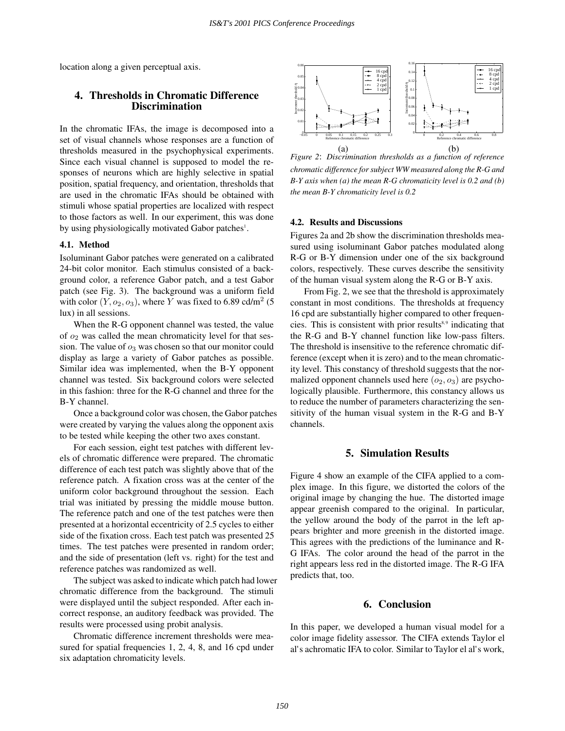location along a given perceptual axis.

## 4. Thresholds in Chromatic Difference Discrimination

In the chromatic IFAs, the image is decomposed into a set of visual channels whose responses are a function of thresholds measured in the psychophysical experiments. Since each visual channel is supposed to model the responses of neurons which are highly selective in spatial position, spatial frequency, and orientation, thresholds that are used in the chromatic IFAs should be obtained with stimuli whose spatial properties are localized with respect to those factors as well. In our experiment, this was done by using physiologically motivated Gabor patches[1].

### 4.1. Method

Isoluminant Gabor patches were generated on a calibrated 24-bit color monitor. Each stimulus consisted of a background color, a reference Gabor patch, and a test Gabor patch (see Fig. 3). The background was a uniform field with color $(Y, o_2, o_3)$, where $Y$ was fixed to 6.89 cd/m$^2$ (5 lux) in all sessions.

When the R-G opponent channel was tested, the value of $o_2$ was called the mean chromaticity level for that session. The value of $o_3$ was chosen so that our monitor could display as large a variety of Gabor patches as possible. Similar idea was implemented, when the B-Y opponent channel was tested. Six background colors were selected in this fashion: three for the R-G channel and three for the B-Y channel.

Once a background color was chosen, the Gabor patches were created by varying the values along the opponent axis to be tested while keeping the other two axes constant.

For each session, eight test patches with different levels of chromatic difference were prepared. The chromatic difference of each test patch was slightly above that of the reference patch. A fixation cross was at the center of the uniform color background throughout the session. Each trial was initiated by pressing the middle mouse button. The reference patch and one of the test patches were then presented at a horizontal eccentricity of 2.5 cycles to either side of the fixation cross. Each test patch was presented 25 times. The test patches were presented in random order; and the side of presentation (left vs. right) for the test and reference patches was randomized as well.

The subject was asked to indicate which patch had lower chromatic difference from the background. The stimuli were displayed until the subject responded. After each incorrect response, an auditory feedback was provided. The results were processed using probit analysis.

Chromatic difference increment thresholds were measured for spatial frequencies 1, 2, 4, 8, and 16 cpd under six adaptation chromaticity levels.

(a) (b)

*Figure 2: Discrimination thresholds as a function of reference chromatic difference for subject WW measured along the R-G and B-Y axis when (a) the mean R-G chromaticity level is 0.2 and (b) the mean B-Y chromaticity level is 0.2*

### 4.2. Results and Discussions

Figures 2a and 2b show the discrimination thresholds measured using isoluminant Gabor patches modulated along R-G or B-Y dimension under one of the six background colors, respectively. These curves describe the sensitivity of the human visual system along the R-G or B-Y axis.

From Fig. 2, we see that the threshold is approximately constant in most conditions. The thresholds at frequency 16 cpd are substantially higher compared to other frequencies. This is consistent with prior results[8,9] indicating that the R-G and B-Y channel function like low-pass filters. The threshold is insensitive to the reference chromatic difference (except when it is zero) and to the mean chromaticity level. This constancy of threshold suggests that the normalized opponent channels used here $(o_2, o_3)$ are psychologically plausible. Furthermore, this constancy allows us to reduce the number of parameters characterizing the sensitivity of the human visual system in the R-G and B-Y channels.

## 5. Simulation Results

Figure 4 show an example of the CIFA applied to a complex image. In this figure, we distorted the colors of the original image by changing the hue. The distorted image appear greenish compared to the original. In particular, the yellow around the body of the parrot in the left appears brighter and more greenish in the distorted image. This agrees with the predictions of the luminance and R-G IFAs. The color around the head of the parrot in the right appears less red in the distorted image. The R-G IFA predicts that, too.

## 6. Conclusion

In this paper, we developed a human visual model for a color image fidelity assessor. The CIFA extends Taylor el al's achromatic IFA to color. Similar to Taylor el al's work,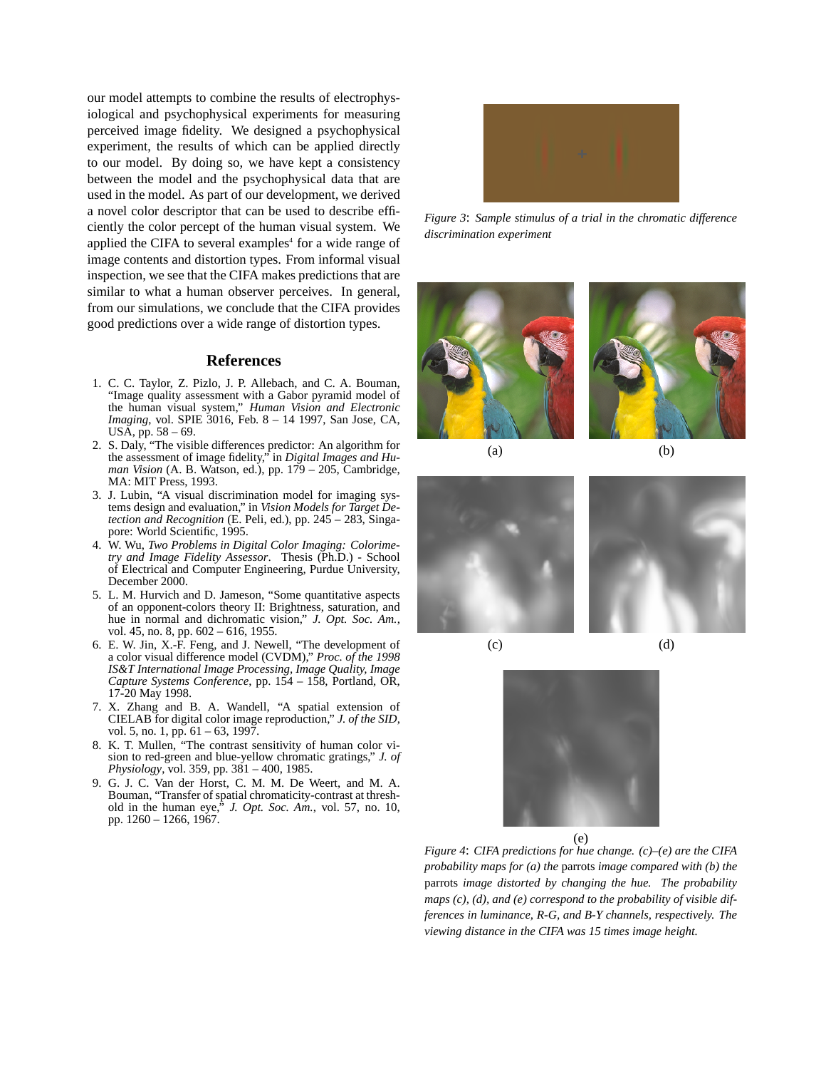our model attempts to combine the results of electrophysiological and psychophysical experiments for measuring perceived image fidelity. We designed a psychophysical experiment, the results of which can be applied directly to our model. By doing so, we have kept a consistency between the model and the psychophysical data that are used in the model. As part of our development, we derived a novel color descriptor that can be used to describe efficiently the color percept of the human visual system. We applied the CIFA to several examples[4] for a wide range of image contents and distortion types. From informal visual inspection, we see that the CIFA makes predictions that are similar to what a human observer perceives. In general, from our simulations, we conclude that the CIFA provides good predictions over a wide range of distortion types.

## References

1. C. C. Taylor, Z. Pizlo, J. P. Allebach, and C. A. Bouman, "Image quality assessment with a Gabor pyramid model of the human visual system," *Human Vision and Electronic Imaging*, vol. SPIE 3016, Feb. 8 – 14 1997, San Jose, CA, USA, pp. 58 – 69.
2. S. Daly, "The visible differences predictor: An algorithm for the assessment of image fidelity," in *Digital Images and Human Vision* (A. B. Watson, ed.), pp. 179 – 205, Cambridge, MA: MIT Press, 1993.
3. J. Lubin, "A visual discrimination model for imaging systems design and evaluation," in *Vision Models for Target Detection and Recognition* (E. Peli, ed.), pp. 245 – 283, Singapore: World Scientific, 1995.
4. W. Wu, *Two Problems in Digital Color Imaging: Colorimetry and Image Fidelity Assessor*. Thesis (Ph.D.) - School of Electrical and Computer Engineering, Purdue University, December 2000.
5. L. M. Hurvich and D. Jameson, "Some quantitative aspects of an opponent-colors theory II: Brightness, saturation, and hue in normal and dichromatic vision," *J. Opt. Soc. Am.*, vol. 45, no. 8, pp. 602 – 616, 1955.
6. E. W. Jin, X.-F. Feng, and J. Newell, "The development of a color visual difference model (CVDM)," *Proc. of the 1998 IS&T International Image Processing, Image Quality, Image Capture Systems Conference*, pp. 154 – 158, Portland, OR, 17-20 May 1998.
7. X. Zhang and B. A. Wandell, "A spatial extension of CIELAB for digital color image reproduction," *J. of the SID*, vol. 5, no. 1, pp. 61 – 63, 1997.
8. K. T. Mullen, "The contrast sensitivity of human color vision to red-green and blue-yellow chromatic gratings," *J. of Physiology*, vol. 359, pp. 381 – 400, 1985.
9. G. J. C. Van der Horst, C. M. M. De Weert, and M. A. Bouman, "Transfer of spatial chromaticity-contrast at threshold in the human eye," *J. Opt. Soc. Am.*, vol. 57, no. 10, pp. 1260 – 1266, 1967.

*Figure 3*: *Sample stimulus of a trial in the chromatic difference discrimination experiment*

(a) (b)

(c) (d)

(e)

*Figure 4*: *CIFA predictions for hue change. (c)–(e) are the CIFA probability maps for (a) the* parrots *image compared with (b) the* parrots *image distorted by changing the hue. The probability maps (c), (d), and (e) correspond to the probability of visible differences in luminance, R-G, and B-Y channels, respectively. The viewing distance in the CIFA was 15 times image height.*